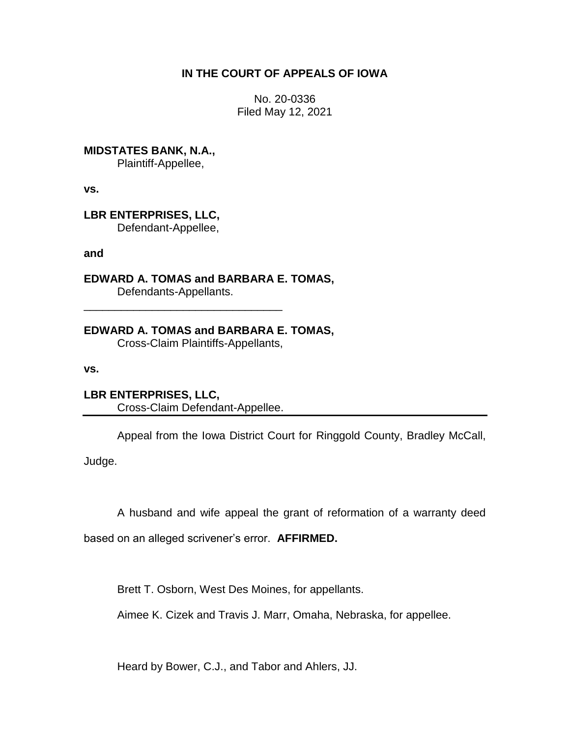**IN THE COURT OF APPEALS OF IOWA**

No. 20-0336
Filed May 12, 2021

**MIDSTATES BANK, N.A.,**
Plaintiff-Appellee,

**vs.**

**LBR ENTERPRISES, LLC,**
Defendant-Appellee,

**and**

**EDWARD A. TOMAS and BARBARA E. TOMAS,**
Defendants-Appellants.

________________________________

**EDWARD A. TOMAS and BARBARA E. TOMAS,**
Cross-Claim Plaintiffs-Appellants,

**vs.**

**LBR ENTERPRISES, LLC,**
Cross-Claim Defendant-Appellee.

---

Appeal from the Iowa District Court for Ringgold County, Bradley McCall, Judge.

A husband and wife appeal the grant of reformation of a warranty deed based on an alleged scrivener's error. **AFFIRMED.**

Brett T. Osborn, West Des Moines, for appellants.

Aimee K. Cizek and Travis J. Marr, Omaha, Nebraska, for appellee.

Heard by Bower, C.J., and Tabor and Ahlers, JJ.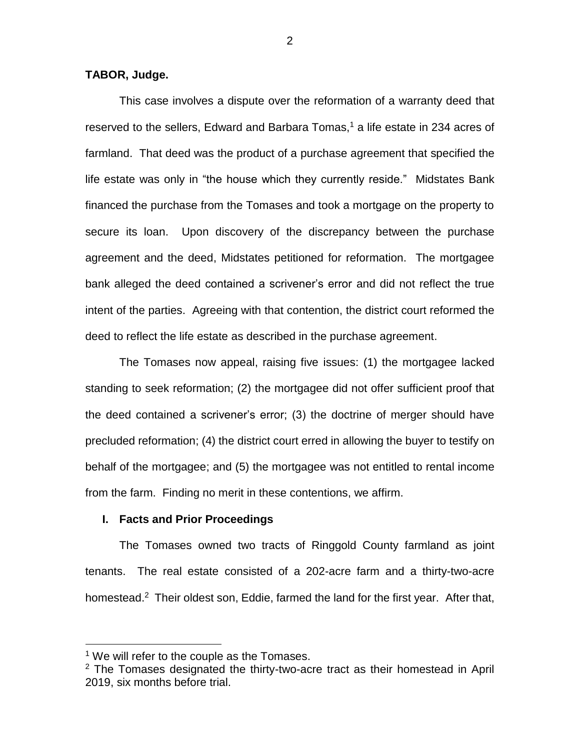**TABOR, Judge.**

This case involves a dispute over the reformation of a warranty deed that reserved to the sellers, Edward and Barbara Tomas,[1] a life estate in 234 acres of farmland. That deed was the product of a purchase agreement that specified the life estate was only in "the house which they currently reside." Midstates Bank financed the purchase from the Tomases and took a mortgage on the property to secure its loan. Upon discovery of the discrepancy between the purchase agreement and the deed, Midstates petitioned for reformation. The mortgagee bank alleged the deed contained a scrivener's error and did not reflect the true intent of the parties. Agreeing with that contention, the district court reformed the deed to reflect the life estate as described in the purchase agreement.

The Tomases now appeal, raising five issues: (1) the mortgagee lacked standing to seek reformation; (2) the mortgagee did not offer sufficient proof that the deed contained a scrivener's error; (3) the doctrine of merger should have precluded reformation; (4) the district court erred in allowing the buyer to testify on behalf of the mortgagee; and (5) the mortgagee was not entitled to rental income from the farm. Finding no merit in these contentions, we affirm.

## I. Facts and Prior Proceedings

The Tomases owned two tracts of Ringgold County farmland as joint tenants. The real estate consisted of a 202-acre farm and a thirty-two-acre homestead.[2] Their oldest son, Eddie, farmed the land for the first year. After that,

---

[1] We will refer to the couple as the Tomases.

[2] The Tomases designated the thirty-two-acre tract as their homestead in April 2019, six months before trial.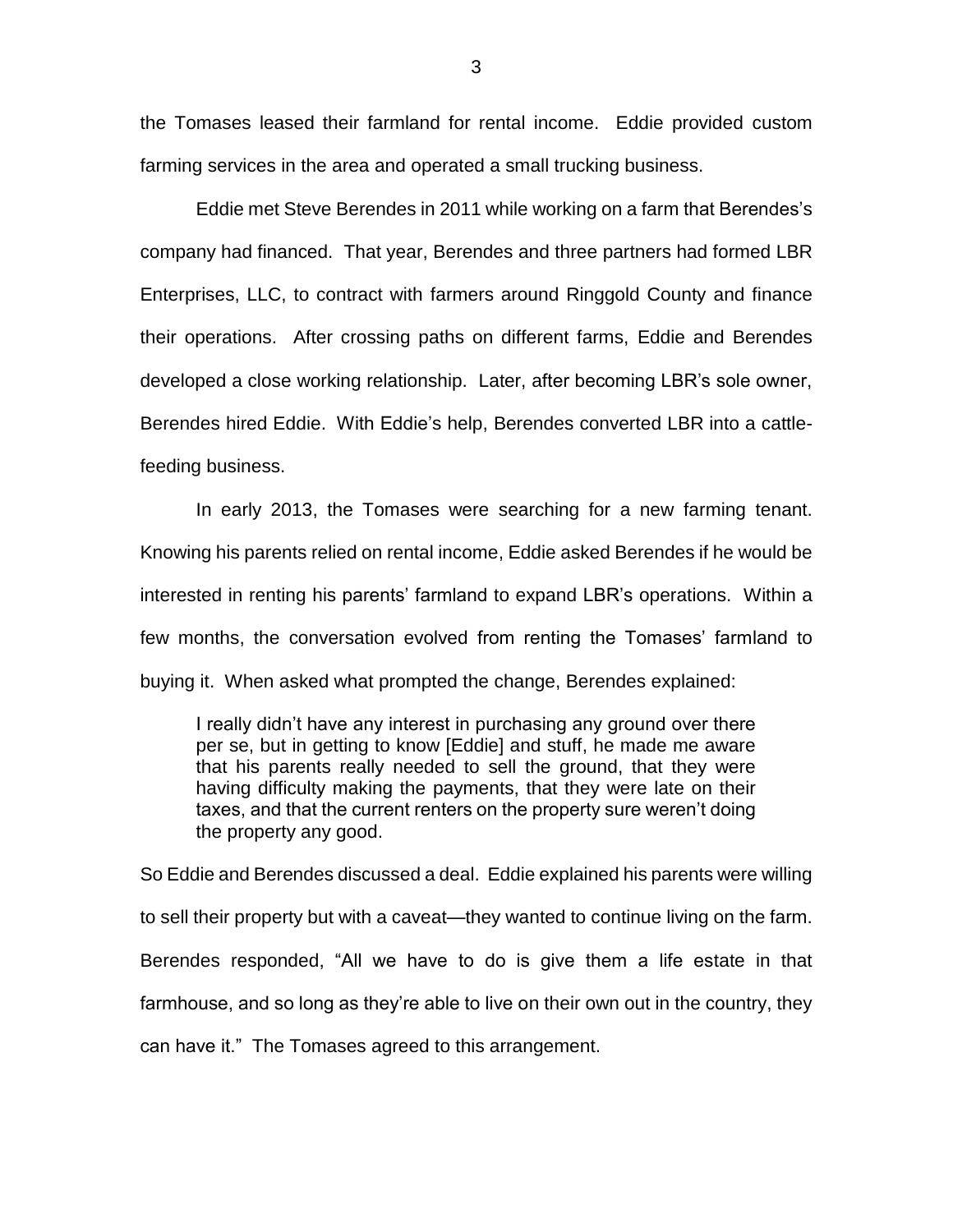the Tomases leased their farmland for rental income. Eddie provided custom farming services in the area and operated a small trucking business.

Eddie met Steve Berendes in 2011 while working on a farm that Berendes's company had financed. That year, Berendes and three partners had formed LBR Enterprises, LLC, to contract with farmers around Ringgold County and finance their operations. After crossing paths on different farms, Eddie and Berendes developed a close working relationship. Later, after becoming LBR's sole owner, Berendes hired Eddie. With Eddie's help, Berendes converted LBR into a cattle-feeding business.

In early 2013, the Tomases were searching for a new farming tenant. Knowing his parents relied on rental income, Eddie asked Berendes if he would be interested in renting his parents' farmland to expand LBR's operations. Within a few months, the conversation evolved from renting the Tomases' farmland to buying it. When asked what prompted the change, Berendes explained:

> I really didn't have any interest in purchasing any ground over there per se, but in getting to know [Eddie] and stuff, he made me aware that his parents really needed to sell the ground, that they were having difficulty making the payments, that they were late on their taxes, and that the current renters on the property sure weren't doing the property any good.

So Eddie and Berendes discussed a deal. Eddie explained his parents were willing to sell their property but with a caveat—they wanted to continue living on the farm. Berendes responded, "All we have to do is give them a life estate in that farmhouse, and so long as they're able to live on their own out in the country, they can have it." The Tomases agreed to this arrangement.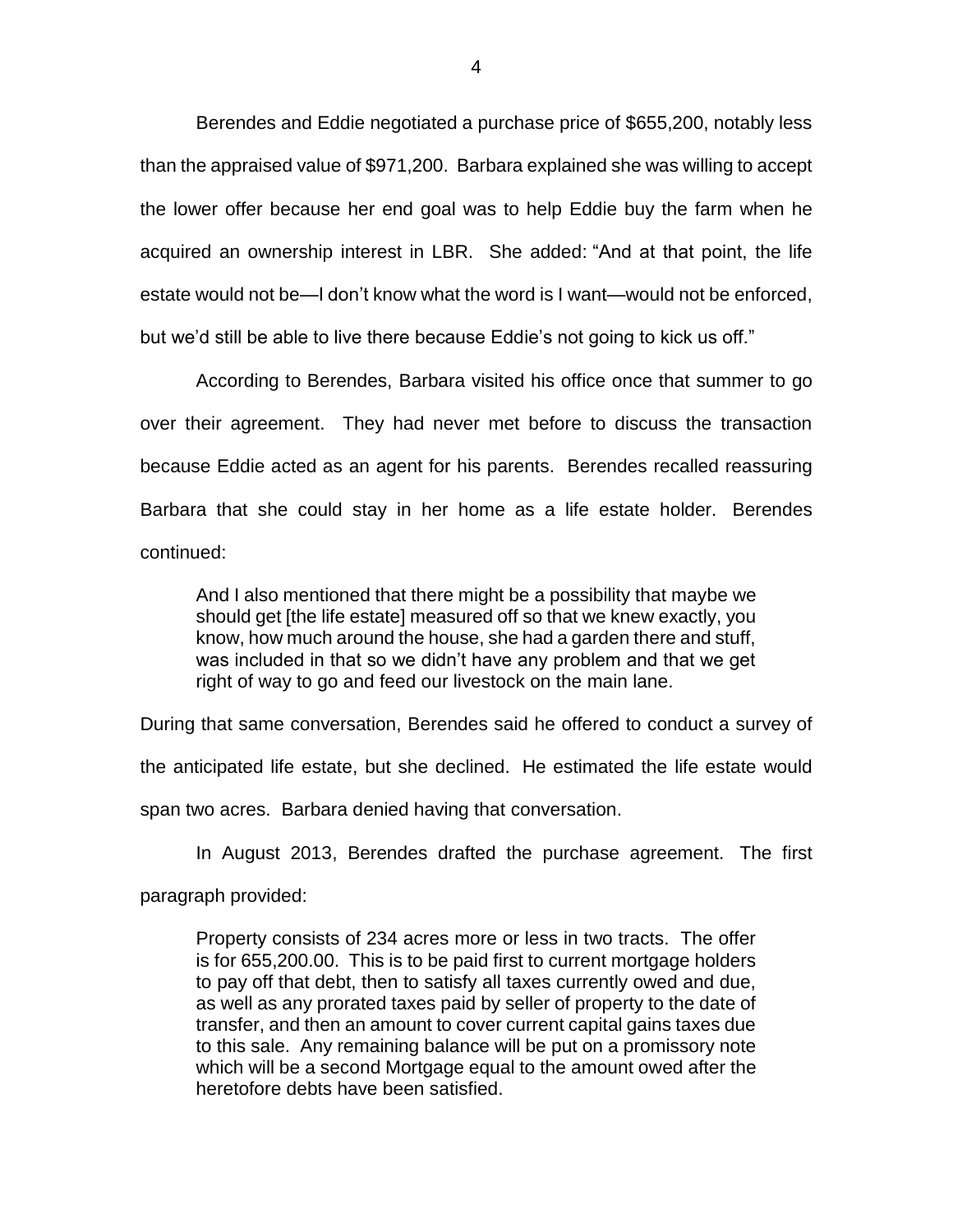Berendes and Eddie negotiated a purchase price of $655,200, notably less than the appraised value of $971,200. Barbara explained she was willing to accept the lower offer because her end goal was to help Eddie buy the farm when he acquired an ownership interest in LBR. She added: "And at that point, the life estate would not be—I don't know what the word is I want—would not be enforced, but we'd still be able to live there because Eddie's not going to kick us off."

According to Berendes, Barbara visited his office once that summer to go over their agreement. They had never met before to discuss the transaction because Eddie acted as an agent for his parents. Berendes recalled reassuring Barbara that she could stay in her home as a life estate holder. Berendes continued:

> And I also mentioned that there might be a possibility that maybe we should get [the life estate] measured off so that we knew exactly, you know, how much around the house, she had a garden there and stuff, was included in that so we didn't have any problem and that we get right of way to go and feed our livestock on the main lane.

During that same conversation, Berendes said he offered to conduct a survey of the anticipated life estate, but she declined. He estimated the life estate would span two acres. Barbara denied having that conversation.

In August 2013, Berendes drafted the purchase agreement. The first paragraph provided:

> Property consists of 234 acres more or less in two tracts. The offer is for 655,200.00. This is to be paid first to current mortgage holders to pay off that debt, then to satisfy all taxes currently owed and due, as well as any prorated taxes paid by seller of property to the date of transfer, and then an amount to cover current capital gains taxes due to this sale. Any remaining balance will be put on a promissory note which will be a second Mortgage equal to the amount owed after the heretofore debts have been satisfied.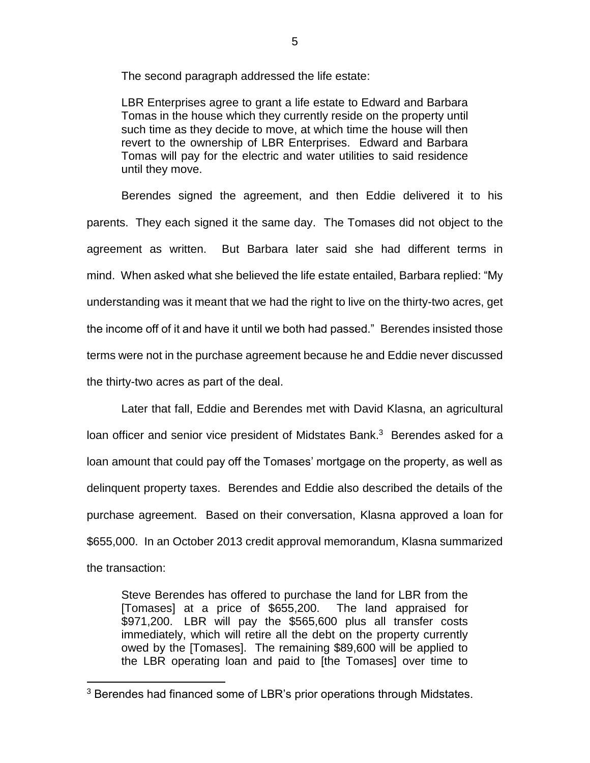The second paragraph addressed the life estate:

> LBR Enterprises agree to grant a life estate to Edward and Barbara Tomas in the house which they currently reside on the property until such time as they decide to move, at which time the house will then revert to the ownership of LBR Enterprises. Edward and Barbara Tomas will pay for the electric and water utilities to said residence until they move.

Berendes signed the agreement, and then Eddie delivered it to his parents. They each signed it the same day. The Tomases did not object to the agreement as written. But Barbara later said she had different terms in mind. When asked what she believed the life estate entailed, Barbara replied: "My understanding was it meant that we had the right to live on the thirty-two acres, get the income off of it and have it until we both had passed." Berendes insisted those terms were not in the purchase agreement because he and Eddie never discussed the thirty-two acres as part of the deal.

Later that fall, Eddie and Berendes met with David Klasna, an agricultural loan officer and senior vice president of Midstates Bank.[3] Berendes asked for a loan amount that could pay off the Tomases' mortgage on the property, as well as delinquent property taxes. Berendes and Eddie also described the details of the purchase agreement. Based on their conversation, Klasna approved a loan for $655,000. In an October 2013 credit approval memorandum, Klasna summarized the transaction:

> Steve Berendes has offered to purchase the land for LBR from the [Tomases] at a price of $655,200. The land appraised for $971,200. LBR will pay the $565,600 plus all transfer costs immediately, which will retire all the debt on the property currently owed by the [Tomases]. The remaining $89,600 will be applied to the LBR operating loan and paid to [the Tomases] over time to

[3] Berendes had financed some of LBR's prior operations through Midstates.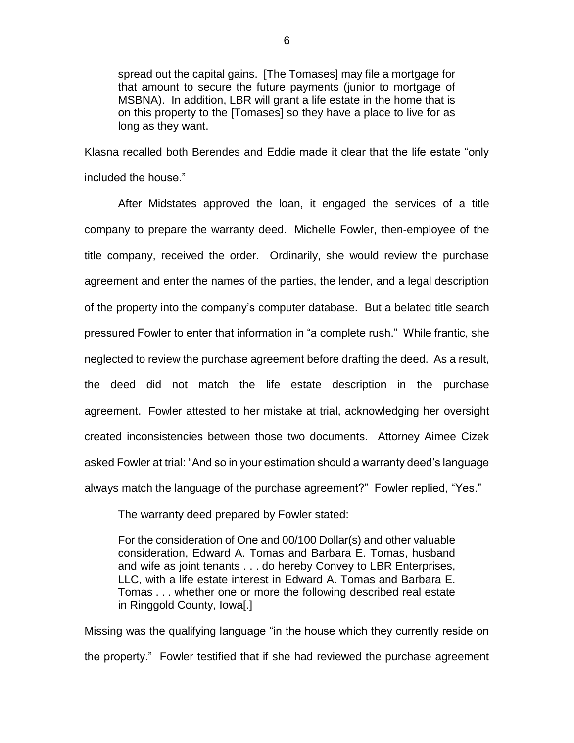> spread out the capital gains. [The Tomases] may file a mortgage for that amount to secure the future payments (junior to mortgage of MSBNA). In addition, LBR will grant a life estate in the home that is on this property to the [Tomases] so they have a place to live for as long as they want.

Klasna recalled both Berendes and Eddie made it clear that the life estate "only included the house."

After Midstates approved the loan, it engaged the services of a title company to prepare the warranty deed. Michelle Fowler, then-employee of the title company, received the order. Ordinarily, she would review the purchase agreement and enter the names of the parties, the lender, and a legal description of the property into the company's computer database. But a belated title search pressured Fowler to enter that information in "a complete rush." While frantic, she neglected to review the purchase agreement before drafting the deed. As a result, the deed did not match the life estate description in the purchase agreement. Fowler attested to her mistake at trial, acknowledging her oversight created inconsistencies between those two documents. Attorney Aimee Cizek asked Fowler at trial: "And so in your estimation should a warranty deed's language always match the language of the purchase agreement?" Fowler replied, "Yes."

The warranty deed prepared by Fowler stated:

> For the consideration of One and 00/100 Dollar(s) and other valuable consideration, Edward A. Tomas and Barbara E. Tomas, husband and wife as joint tenants . . . do hereby Convey to LBR Enterprises, LLC, with a life estate interest in Edward A. Tomas and Barbara E. Tomas . . . whether one or more the following described real estate in Ringgold County, Iowa[.]

Missing was the qualifying language "in the house which they currently reside on the property." Fowler testified that if she had reviewed the purchase agreement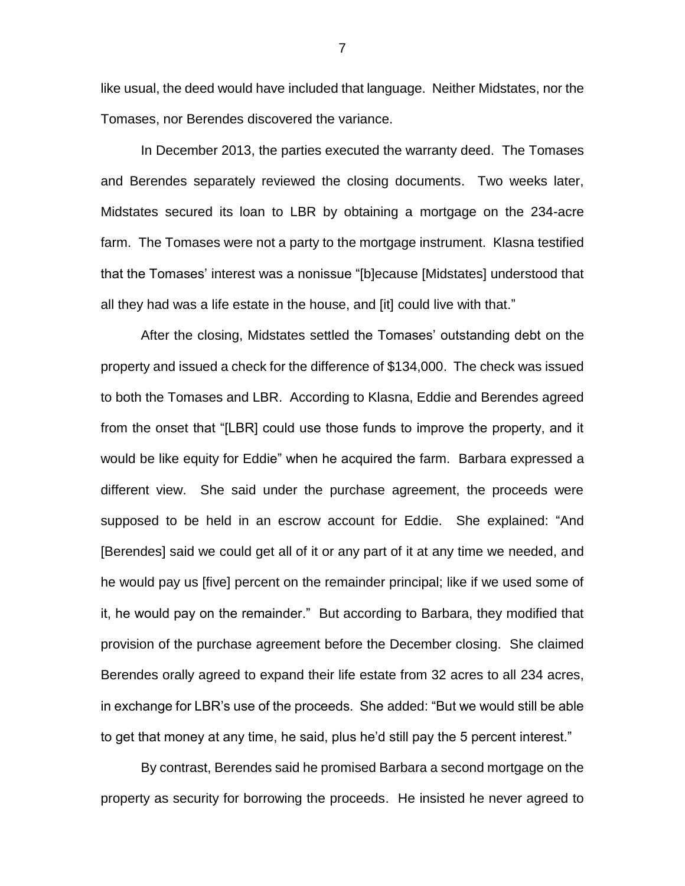like usual, the deed would have included that language. Neither Midstates, nor the Tomases, nor Berendes discovered the variance.

In December 2013, the parties executed the warranty deed. The Tomases and Berendes separately reviewed the closing documents. Two weeks later, Midstates secured its loan to LBR by obtaining a mortgage on the 234-acre farm. The Tomases were not a party to the mortgage instrument. Klasna testified that the Tomases' interest was a nonissue "[b]ecause [Midstates] understood that all they had was a life estate in the house, and [it] could live with that."

After the closing, Midstates settled the Tomases' outstanding debt on the property and issued a check for the difference of $134,000. The check was issued to both the Tomases and LBR. According to Klasna, Eddie and Berendes agreed from the onset that "[LBR] could use those funds to improve the property, and it would be like equity for Eddie" when he acquired the farm. Barbara expressed a different view. She said under the purchase agreement, the proceeds were supposed to be held in an escrow account for Eddie. She explained: "And [Berendes] said we could get all of it or any part of it at any time we needed, and he would pay us [five] percent on the remainder principal; like if we used some of it, he would pay on the remainder." But according to Barbara, they modified that provision of the purchase agreement before the December closing. She claimed Berendes orally agreed to expand their life estate from 32 acres to all 234 acres, in exchange for LBR's use of the proceeds. She added: "But we would still be able to get that money at any time, he said, plus he'd still pay the 5 percent interest."

By contrast, Berendes said he promised Barbara a second mortgage on the property as security for borrowing the proceeds. He insisted he never agreed to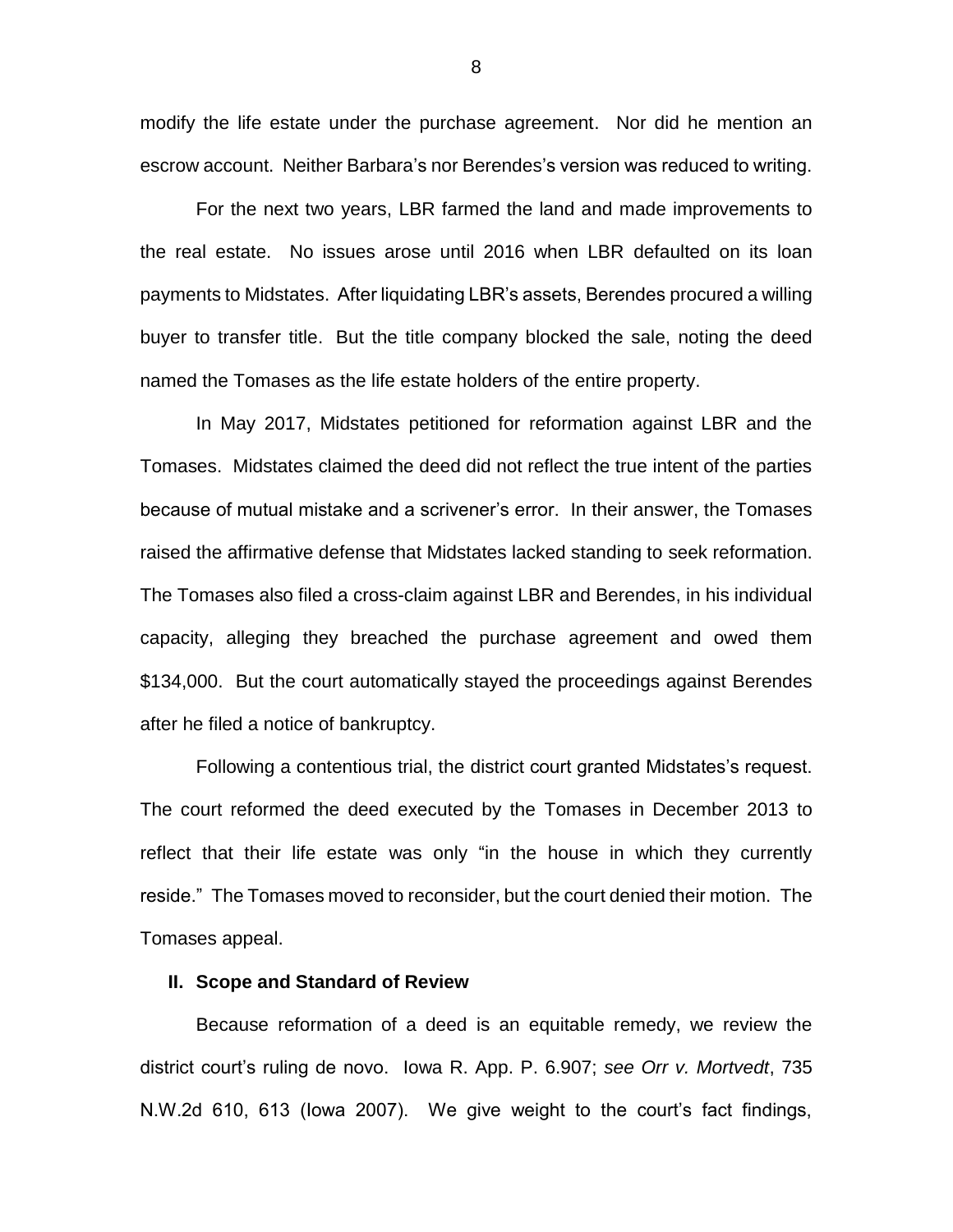modify the life estate under the purchase agreement. Nor did he mention an escrow account. Neither Barbara's nor Berendes's version was reduced to writing.

For the next two years, LBR farmed the land and made improvements to the real estate. No issues arose until 2016 when LBR defaulted on its loan payments to Midstates. After liquidating LBR's assets, Berendes procured a willing buyer to transfer title. But the title company blocked the sale, noting the deed named the Tomases as the life estate holders of the entire property.

In May 2017, Midstates petitioned for reformation against LBR and the Tomases. Midstates claimed the deed did not reflect the true intent of the parties because of mutual mistake and a scrivener's error. In their answer, the Tomases raised the affirmative defense that Midstates lacked standing to seek reformation. The Tomases also filed a cross-claim against LBR and Berendes, in his individual capacity, alleging they breached the purchase agreement and owed them $134,000. But the court automatically stayed the proceedings against Berendes after he filed a notice of bankruptcy.

Following a contentious trial, the district court granted Midstates's request. The court reformed the deed executed by the Tomases in December 2013 to reflect that their life estate was only "in the house in which they currently reside." The Tomases moved to reconsider, but the court denied their motion. The Tomases appeal.

## II. Scope and Standard of Review

Because reformation of a deed is an equitable remedy, we review the district court's ruling de novo. Iowa R. App. P. 6.907; *see Orr v. Mortvedt*, 735 N.W.2d 610, 613 (Iowa 2007). We give weight to the court's fact findings,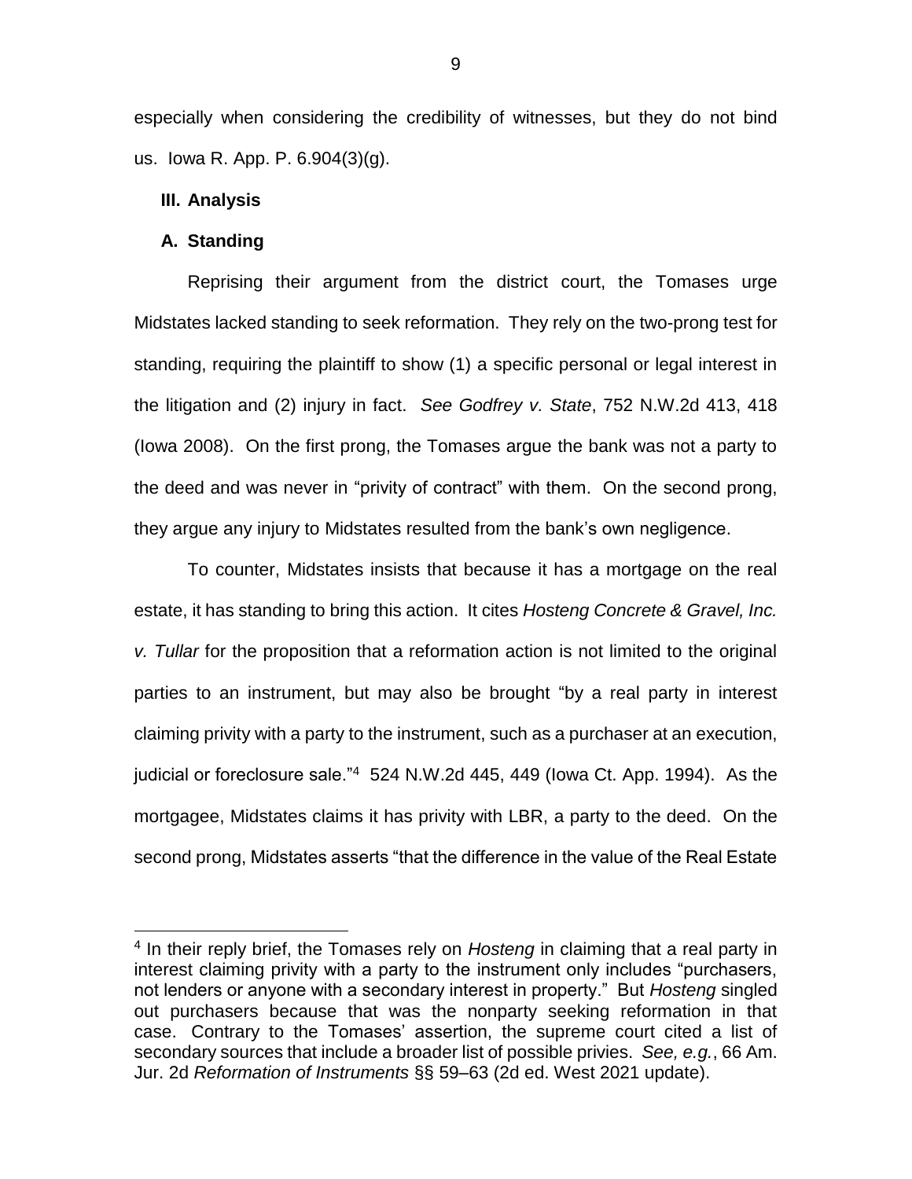especially when considering the credibility of witnesses, but they do not bind us. Iowa R. App. P. 6.904(3)(g).

## III. Analysis

### A. Standing

Reprising their argument from the district court, the Tomases urge Midstates lacked standing to seek reformation. They rely on the two-prong test for standing, requiring the plaintiff to show (1) a specific personal or legal interest in the litigation and (2) injury in fact. *See Godfrey v. State*, 752 N.W.2d 413, 418 (Iowa 2008). On the first prong, the Tomases argue the bank was not a party to the deed and was never in "privity of contract" with them. On the second prong, they argue any injury to Midstates resulted from the bank's own negligence.

To counter, Midstates insists that because it has a mortgage on the real estate, it has standing to bring this action. It cites *Hosteng Concrete & Gravel, Inc. v. Tullar* for the proposition that a reformation action is not limited to the original parties to an instrument, but may also be brought "by a real party in interest claiming privity with a party to the instrument, such as a purchaser at an execution, judicial or foreclosure sale."[4] 524 N.W.2d 445, 449 (Iowa Ct. App. 1994). As the mortgagee, Midstates claims it has privity with LBR, a party to the deed. On the second prong, Midstates asserts "that the difference in the value of the Real Estate

[4] In their reply brief, the Tomases rely on *Hosteng* in claiming that a real party in interest claiming privity with a party to the instrument only includes "purchasers, not lenders or anyone with a secondary interest in property." But *Hosteng* singled out purchasers because that was the nonparty seeking reformation in that case. Contrary to the Tomases' assertion, the supreme court cited a list of secondary sources that include a broader list of possible privies. *See, e.g.*, 66 Am. Jur. 2d *Reformation of Instruments* §§ 59–63 (2d ed. West 2021 update).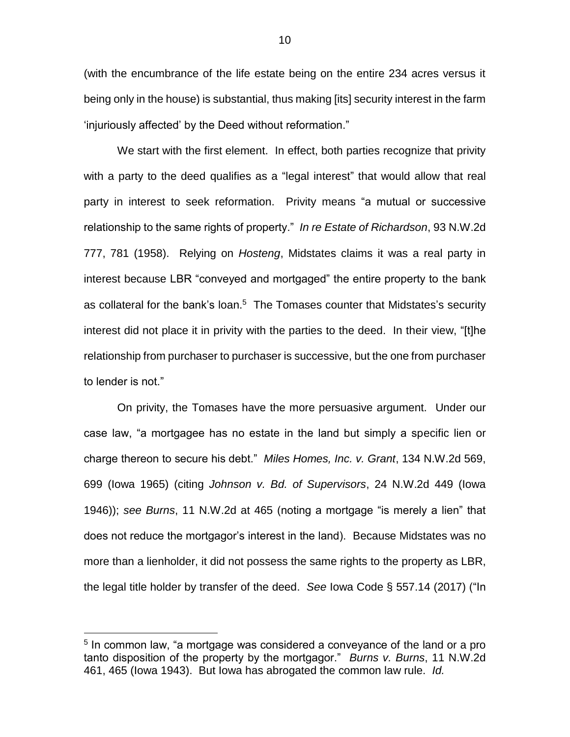(with the encumbrance of the life estate being on the entire 234 acres versus it being only in the house) is substantial, thus making [its] security interest in the farm 'injuriously affected' by the Deed without reformation."

We start with the first element. In effect, both parties recognize that privity with a party to the deed qualifies as a "legal interest" that would allow that real party in interest to seek reformation. Privity means "a mutual or successive relationship to the same rights of property." *In re Estate of Richardson*, 93 N.W.2d 777, 781 (1958). Relying on *Hosteng*, Midstates claims it was a real party in interest because LBR "conveyed and mortgaged" the entire property to the bank as collateral for the bank's loan.[5] The Tomases counter that Midstates's security interest did not place it in privity with the parties to the deed. In their view, "[t]he relationship from purchaser to purchaser is successive, but the one from purchaser to lender is not."

On privity, the Tomases have the more persuasive argument. Under our case law, "a mortgagee has no estate in the land but simply a specific lien or charge thereon to secure his debt." *Miles Homes, Inc. v. Grant*, 134 N.W.2d 569, 699 (Iowa 1965) (citing *Johnson v. Bd. of Supervisors*, 24 N.W.2d 449 (Iowa 1946)); *see Burns*, 11 N.W.2d at 465 (noting a mortgage "is merely a lien" that does not reduce the mortgagor's interest in the land). Because Midstates was no more than a lienholder, it did not possess the same rights to the property as LBR, the legal title holder by transfer of the deed. *See* Iowa Code § 557.14 (2017) ("In

[5] In common law, "a mortgage was considered a conveyance of the land or a pro tanto disposition of the property by the mortgagor." *Burns v. Burns*, 11 N.W.2d 461, 465 (Iowa 1943). But Iowa has abrogated the common law rule. *Id.*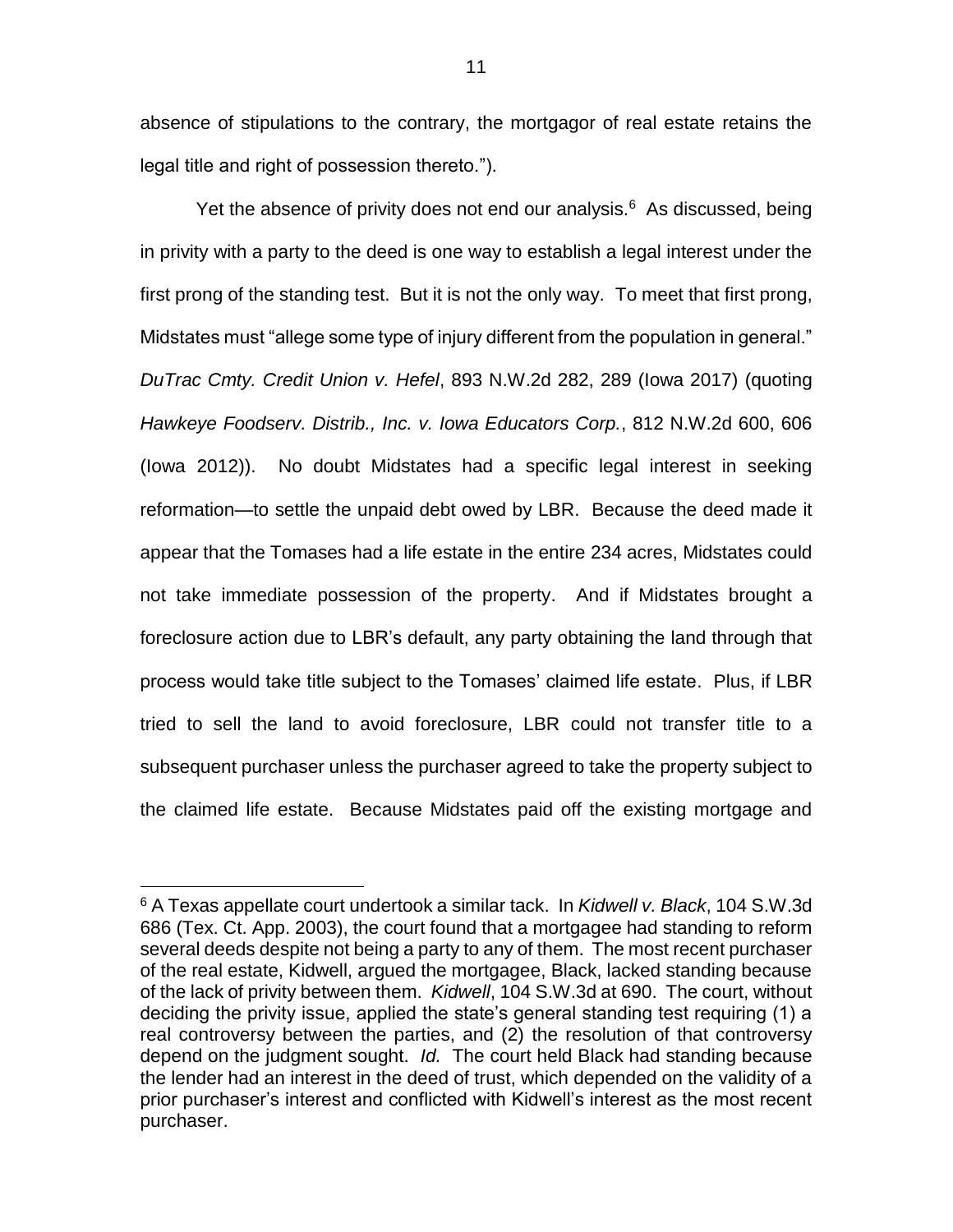absence of stipulations to the contrary, the mortgagor of real estate retains the legal title and right of possession thereto.").

Yet the absence of privity does not end our analysis.[6] As discussed, being in privity with a party to the deed is one way to establish a legal interest under the first prong of the standing test. But it is not the only way. To meet that first prong, Midstates must "allege some type of injury different from the population in general." *DuTrac Cmty. Credit Union v. Hefel*, 893 N.W.2d 282, 289 (Iowa 2017) (quoting *Hawkeye Foodserv. Distrib., Inc. v. Iowa Educators Corp.*, 812 N.W.2d 600, 606 (Iowa 2012)). No doubt Midstates had a specific legal interest in seeking reformation—to settle the unpaid debt owed by LBR. Because the deed made it appear that the Tomases had a life estate in the entire 234 acres, Midstates could not take immediate possession of the property. And if Midstates brought a foreclosure action due to LBR's default, any party obtaining the land through that process would take title subject to the Tomases' claimed life estate. Plus, if LBR tried to sell the land to avoid foreclosure, LBR could not transfer title to a subsequent purchaser unless the purchaser agreed to take the property subject to the claimed life estate. Because Midstates paid off the existing mortgage and

---

[6] A Texas appellate court undertook a similar tack. In *Kidwell v. Black*, 104 S.W.3d 686 (Tex. Ct. App. 2003), the court found that a mortgagee had standing to reform several deeds despite not being a party to any of them. The most recent purchaser of the real estate, Kidwell, argued the mortgagee, Black, lacked standing because of the lack of privity between them. *Kidwell*, 104 S.W.3d at 690. The court, without deciding the privity issue, applied the state's general standing test requiring (1) a real controversy between the parties, and (2) the resolution of that controversy depend on the judgment sought. *Id.* The court held Black had standing because the lender had an interest in the deed of trust, which depended on the validity of a prior purchaser's interest and conflicted with Kidwell's interest as the most recent purchaser.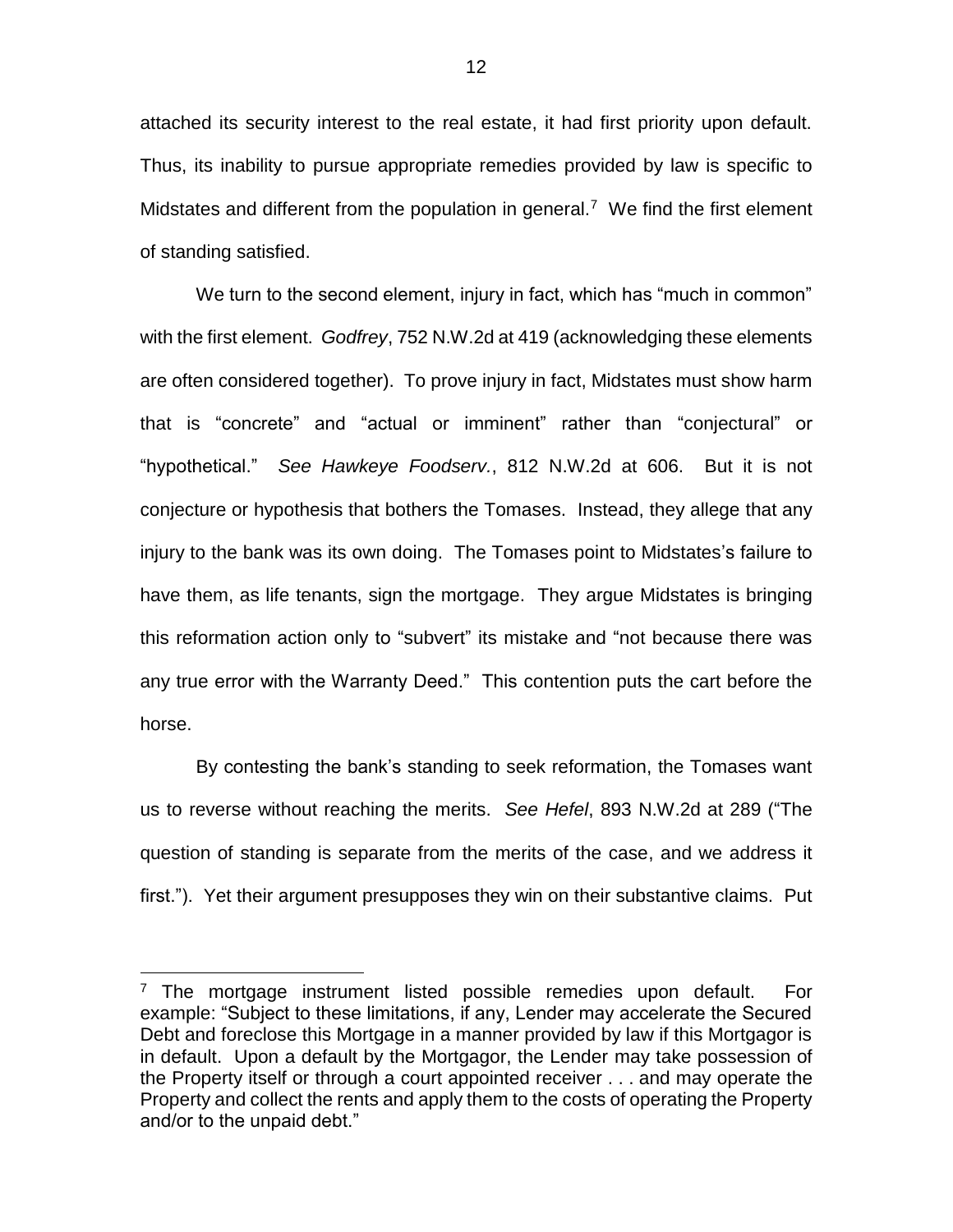attached its security interest to the real estate, it had first priority upon default. Thus, its inability to pursue appropriate remedies provided by law is specific to Midstates and different from the population in general.[7] We find the first element of standing satisfied.

We turn to the second element, injury in fact, which has "much in common" with the first element. *Godfrey*, 752 N.W.2d at 419 (acknowledging these elements are often considered together). To prove injury in fact, Midstates must show harm that is "concrete" and "actual or imminent" rather than "conjectural" or "hypothetical." *See Hawkeye Foodserv.*, 812 N.W.2d at 606. But it is not conjecture or hypothesis that bothers the Tomases. Instead, they allege that any injury to the bank was its own doing. The Tomases point to Midstates's failure to have them, as life tenants, sign the mortgage. They argue Midstates is bringing this reformation action only to "subvert" its mistake and "not because there was any true error with the Warranty Deed." This contention puts the cart before the horse.

By contesting the bank's standing to seek reformation, the Tomases want us to reverse without reaching the merits. *See Hefel*, 893 N.W.2d at 289 ("The question of standing is separate from the merits of the case, and we address it first."). Yet their argument presupposes they win on their substantive claims. Put

---

[7] The mortgage instrument listed possible remedies upon default. For example: "Subject to these limitations, if any, Lender may accelerate the Secured Debt and foreclose this Mortgage in a manner provided by law if this Mortgagor is in default. Upon a default by the Mortgagor, the Lender may take possession of the Property itself or through a court appointed receiver . . . and may operate the Property and collect the rents and apply them to the costs of operating the Property and/or to the unpaid debt."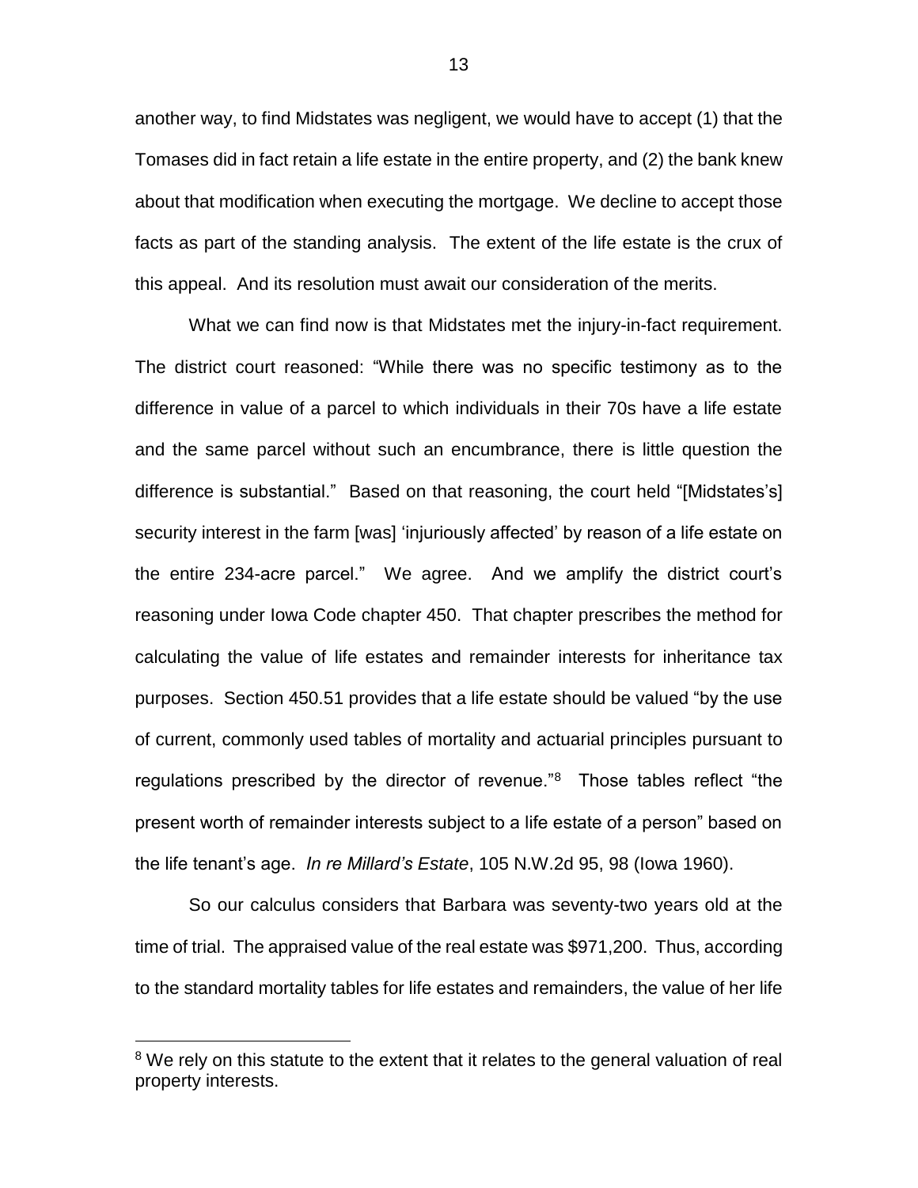another way, to find Midstates was negligent, we would have to accept (1) that the Tomases did in fact retain a life estate in the entire property, and (2) the bank knew about that modification when executing the mortgage. We decline to accept those facts as part of the standing analysis. The extent of the life estate is the crux of this appeal. And its resolution must await our consideration of the merits.

What we can find now is that Midstates met the injury-in-fact requirement. The district court reasoned: "While there was no specific testimony as to the difference in value of a parcel to which individuals in their 70s have a life estate and the same parcel without such an encumbrance, there is little question the difference is substantial." Based on that reasoning, the court held "[Midstates's] security interest in the farm [was] 'injuriously affected' by reason of a life estate on the entire 234-acre parcel." We agree. And we amplify the district court's reasoning under Iowa Code chapter 450. That chapter prescribes the method for calculating the value of life estates and remainder interests for inheritance tax purposes. Section 450.51 provides that a life estate should be valued "by the use of current, commonly used tables of mortality and actuarial principles pursuant to regulations prescribed by the director of revenue."[8] Those tables reflect "the present worth of remainder interests subject to a life estate of a person" based on the life tenant's age. *In re Millard's Estate*, 105 N.W.2d 95, 98 (Iowa 1960).

So our calculus considers that Barbara was seventy-two years old at the time of trial. The appraised value of the real estate was $971,200. Thus, according to the standard mortality tables for life estates and remainders, the value of her life

---

[8] We rely on this statute to the extent that it relates to the general valuation of real property interests.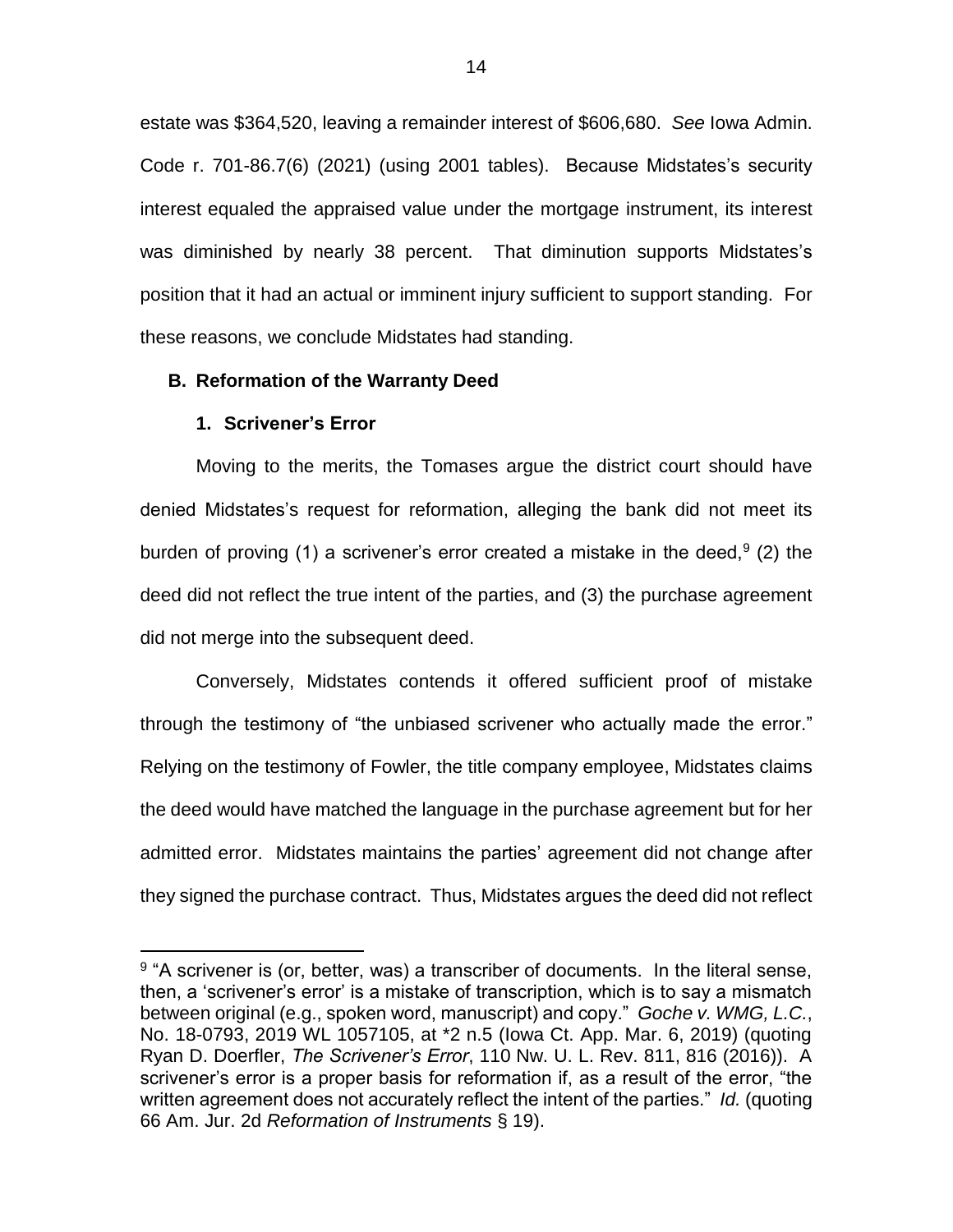estate was \$364,520, leaving a remainder interest of \$606,680. *See* Iowa Admin. Code r. 701-86.7(6) (2021) (using 2001 tables). Because Midstates's security interest equaled the appraised value under the mortgage instrument, its interest was diminished by nearly 38 percent. That diminution supports Midstates's position that it had an actual or imminent injury sufficient to support standing. For these reasons, we conclude Midstates had standing.

### B. Reformation of the Warranty Deed

#### 1. Scrivener's Error

Moving to the merits, the Tomases argue the district court should have denied Midstates's request for reformation, alleging the bank did not meet its burden of proving (1) a scrivener's error created a mistake in the deed,[9] (2) the deed did not reflect the true intent of the parties, and (3) the purchase agreement did not merge into the subsequent deed.

Conversely, Midstates contends it offered sufficient proof of mistake through the testimony of "the unbiased scrivener who actually made the error." Relying on the testimony of Fowler, the title company employee, Midstates claims the deed would have matched the language in the purchase agreement but for her admitted error. Midstates maintains the parties' agreement did not change after they signed the purchase contract. Thus, Midstates argues the deed did not reflect

---

[9] "A scrivener is (or, better, was) a transcriber of documents. In the literal sense, then, a 'scrivener's error' is a mistake of transcription, which is to say a mismatch between original (e.g., spoken word, manuscript) and copy." *Goche v. WMG, L.C.*, No. 18-0793, 2019 WL 1057105, at *2 n.5 (Iowa Ct. App. Mar. 6, 2019) (quoting Ryan D. Doerfler, *The Scrivener's Error*, 110 Nw. U. L. Rev. 811, 816 (2016)). A scrivener's error is a proper basis for reformation if, as a result of the error, "the written agreement does not accurately reflect the intent of the parties." *Id.* (quoting 66 Am. Jur. 2d *Reformation of Instruments* § 19).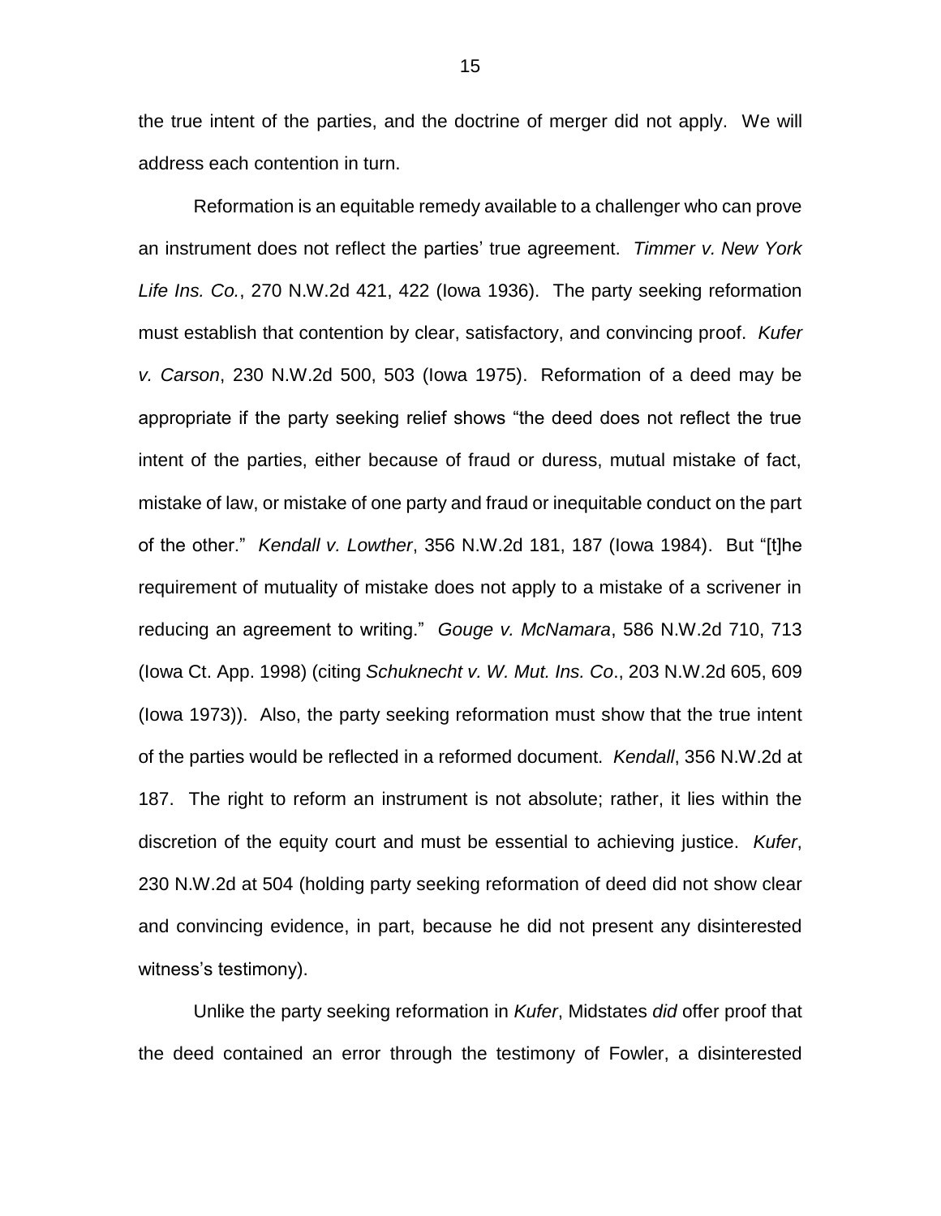the true intent of the parties, and the doctrine of merger did not apply. We will address each contention in turn.

Reformation is an equitable remedy available to a challenger who can prove an instrument does not reflect the parties' true agreement. *Timmer v. New York Life Ins. Co.*, 270 N.W.2d 421, 422 (Iowa 1936). The party seeking reformation must establish that contention by clear, satisfactory, and convincing proof. *Kufer v. Carson*, 230 N.W.2d 500, 503 (Iowa 1975). Reformation of a deed may be appropriate if the party seeking relief shows "the deed does not reflect the true intent of the parties, either because of fraud or duress, mutual mistake of fact, mistake of law, or mistake of one party and fraud or inequitable conduct on the part of the other." *Kendall v. Lowther*, 356 N.W.2d 181, 187 (Iowa 1984). But "[t]he requirement of mutuality of mistake does not apply to a mistake of a scrivener in reducing an agreement to writing." *Gouge v. McNamara*, 586 N.W.2d 710, 713 (Iowa Ct. App. 1998) (citing *Schuknecht v. W. Mut. Ins. Co*., 203 N.W.2d 605, 609 (Iowa 1973)). Also, the party seeking reformation must show that the true intent of the parties would be reflected in a reformed document. *Kendall*, 356 N.W.2d at 187. The right to reform an instrument is not absolute; rather, it lies within the discretion of the equity court and must be essential to achieving justice. *Kufer*, 230 N.W.2d at 504 (holding party seeking reformation of deed did not show clear and convincing evidence, in part, because he did not present any disinterested witness's testimony).

Unlike the party seeking reformation in *Kufer*, Midstates *did* offer proof that the deed contained an error through the testimony of Fowler, a disinterested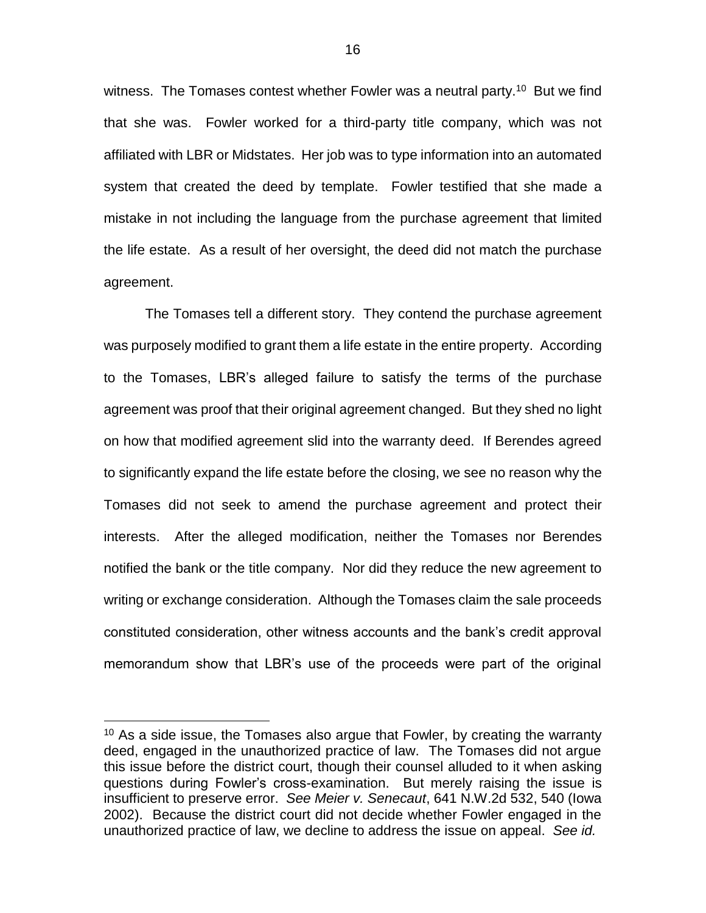witness. The Tomases contest whether Fowler was a neutral party.[10] But we find that she was. Fowler worked for a third-party title company, which was not affiliated with LBR or Midstates. Her job was to type information into an automated system that created the deed by template. Fowler testified that she made a mistake in not including the language from the purchase agreement that limited the life estate. As a result of her oversight, the deed did not match the purchase agreement.

The Tomases tell a different story. They contend the purchase agreement was purposely modified to grant them a life estate in the entire property. According to the Tomases, LBR's alleged failure to satisfy the terms of the purchase agreement was proof that their original agreement changed. But they shed no light on how that modified agreement slid into the warranty deed. If Berendes agreed to significantly expand the life estate before the closing, we see no reason why the Tomases did not seek to amend the purchase agreement and protect their interests. After the alleged modification, neither the Tomases nor Berendes notified the bank or the title company. Nor did they reduce the new agreement to writing or exchange consideration. Although the Tomases claim the sale proceeds constituted consideration, other witness accounts and the bank's credit approval memorandum show that LBR's use of the proceeds were part of the original

---

[10] As a side issue, the Tomases also argue that Fowler, by creating the warranty deed, engaged in the unauthorized practice of law. The Tomases did not argue this issue before the district court, though their counsel alluded to it when asking questions during Fowler's cross-examination. But merely raising the issue is insufficient to preserve error. *See Meier v. Senecaut*, 641 N.W.2d 532, 540 (Iowa 2002). Because the district court did not decide whether Fowler engaged in the unauthorized practice of law, we decline to address the issue on appeal. *See id.*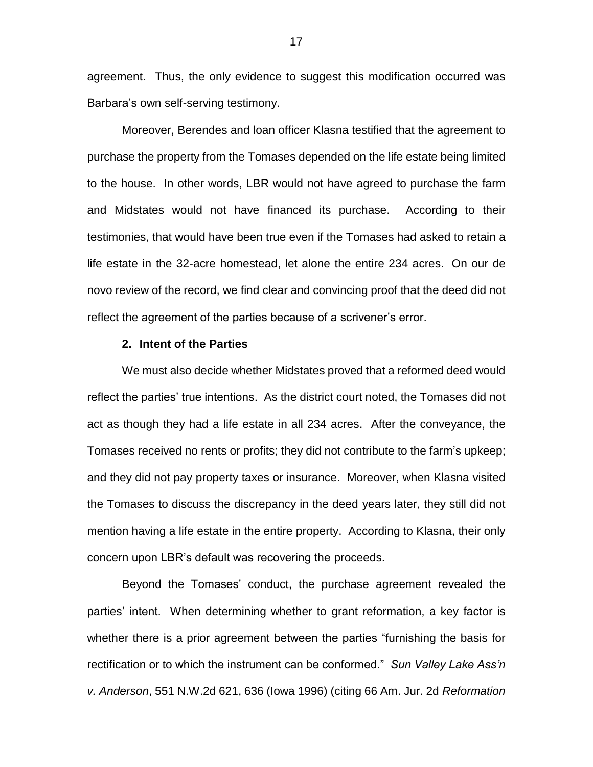agreement. Thus, the only evidence to suggest this modification occurred was Barbara's own self-serving testimony.

Moreover, Berendes and loan officer Klasna testified that the agreement to purchase the property from the Tomases depended on the life estate being limited to the house. In other words, LBR would not have agreed to purchase the farm and Midstates would not have financed its purchase. According to their testimonies, that would have been true even if the Tomases had asked to retain a life estate in the 32-acre homestead, let alone the entire 234 acres. On our de novo review of the record, we find clear and convincing proof that the deed did not reflect the agreement of the parties because of a scrivener's error.

### 2. Intent of the Parties

We must also decide whether Midstates proved that a reformed deed would reflect the parties' true intentions. As the district court noted, the Tomases did not act as though they had a life estate in all 234 acres. After the conveyance, the Tomases received no rents or profits; they did not contribute to the farm's upkeep; and they did not pay property taxes or insurance. Moreover, when Klasna visited the Tomases to discuss the discrepancy in the deed years later, they still did not mention having a life estate in the entire property. According to Klasna, their only concern upon LBR's default was recovering the proceeds.

Beyond the Tomases' conduct, the purchase agreement revealed the parties' intent. When determining whether to grant reformation, a key factor is whether there is a prior agreement between the parties "furnishing the basis for rectification or to which the instrument can be conformed." *Sun Valley Lake Ass'n v. Anderson*, 551 N.W.2d 621, 636 (Iowa 1996) (citing 66 Am. Jur. 2d *Reformation*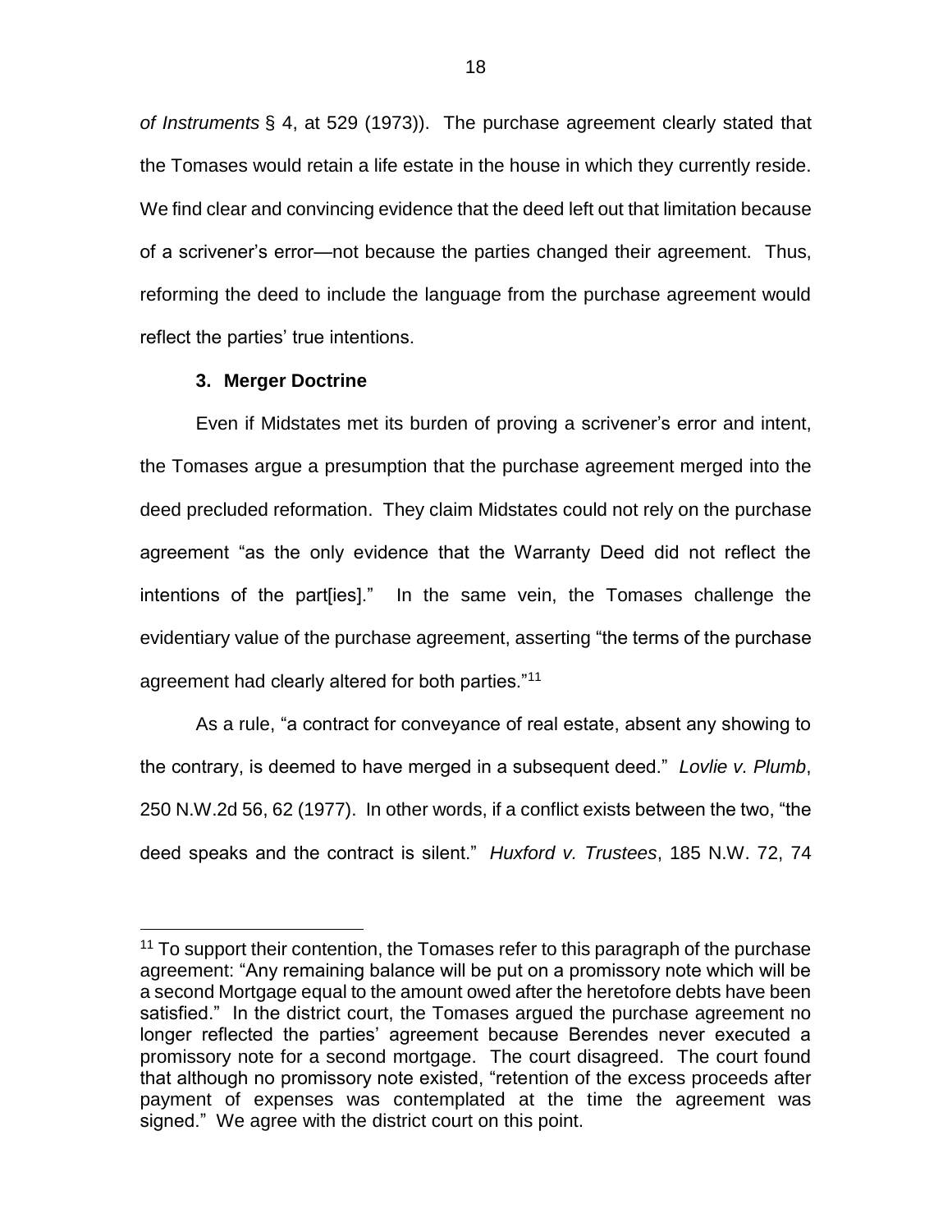*of Instruments* § 4, at 529 (1973)). The purchase agreement clearly stated that the Tomases would retain a life estate in the house in which they currently reside. We find clear and convincing evidence that the deed left out that limitation because of a scrivener's error—not because the parties changed their agreement. Thus, reforming the deed to include the language from the purchase agreement would reflect the parties' true intentions.

### 3. Merger Doctrine

Even if Midstates met its burden of proving a scrivener's error and intent, the Tomases argue a presumption that the purchase agreement merged into the deed precluded reformation. They claim Midstates could not rely on the purchase agreement "as the only evidence that the Warranty Deed did not reflect the intentions of the part[ies]." In the same vein, the Tomases challenge the evidentiary value of the purchase agreement, asserting "the terms of the purchase agreement had clearly altered for both parties."[11]

As a rule, "a contract for conveyance of real estate, absent any showing to the contrary, is deemed to have merged in a subsequent deed." *Lovlie v. Plumb*, 250 N.W.2d 56, 62 (1977). In other words, if a conflict exists between the two, "the deed speaks and the contract is silent." *Huxford v. Trustees*, 185 N.W. 72, 74

---

[11] To support their contention, the Tomases refer to this paragraph of the purchase agreement: "Any remaining balance will be put on a promissory note which will be a second Mortgage equal to the amount owed after the heretofore debts have been satisfied." In the district court, the Tomases argued the purchase agreement no longer reflected the parties' agreement because Berendes never executed a promissory note for a second mortgage. The court disagreed. The court found that although no promissory note existed, "retention of the excess proceeds after payment of expenses was contemplated at the time the agreement was signed." We agree with the district court on this point.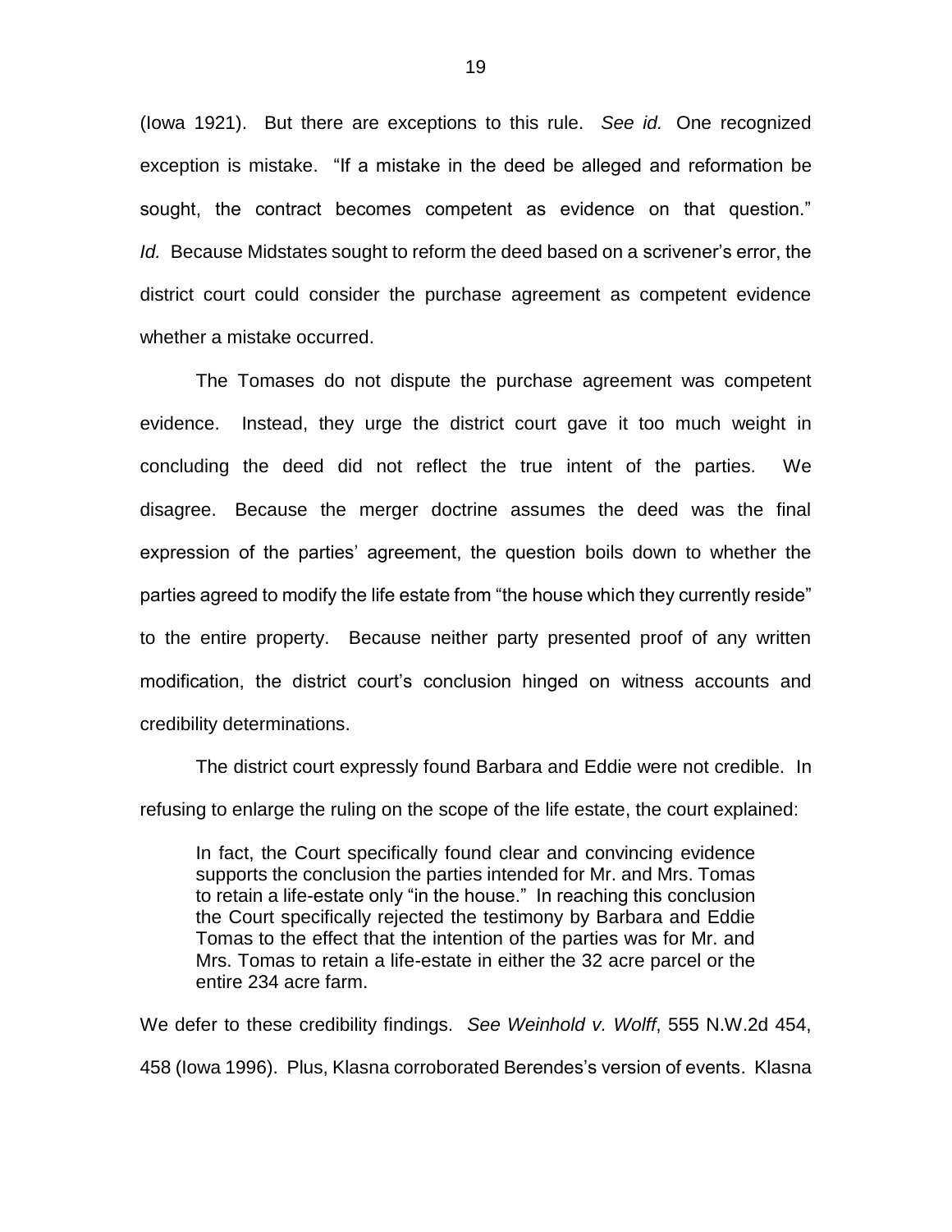(Iowa 1921). But there are exceptions to this rule. *See id.* One recognized exception is mistake. "If a mistake in the deed be alleged and reformation be sought, the contract becomes competent as evidence on that question." *Id.* Because Midstates sought to reform the deed based on a scrivener's error, the district court could consider the purchase agreement as competent evidence whether a mistake occurred.

The Tomases do not dispute the purchase agreement was competent evidence. Instead, they urge the district court gave it too much weight in concluding the deed did not reflect the true intent of the parties. We disagree. Because the merger doctrine assumes the deed was the final expression of the parties' agreement, the question boils down to whether the parties agreed to modify the life estate from "the house which they currently reside" to the entire property. Because neither party presented proof of any written modification, the district court's conclusion hinged on witness accounts and credibility determinations.

The district court expressly found Barbara and Eddie were not credible. In refusing to enlarge the ruling on the scope of the life estate, the court explained:

> In fact, the Court specifically found clear and convincing evidence supports the conclusion the parties intended for Mr. and Mrs. Tomas to retain a life-estate only "in the house." In reaching this conclusion the Court specifically rejected the testimony by Barbara and Eddie Tomas to the effect that the intention of the parties was for Mr. and Mrs. Tomas to retain a life-estate in either the 32 acre parcel or the entire 234 acre farm.

We defer to these credibility findings. *See Weinhold v. Wolff*, 555 N.W.2d 454, 458 (Iowa 1996). Plus, Klasna corroborated Berendes's version of events. Klasna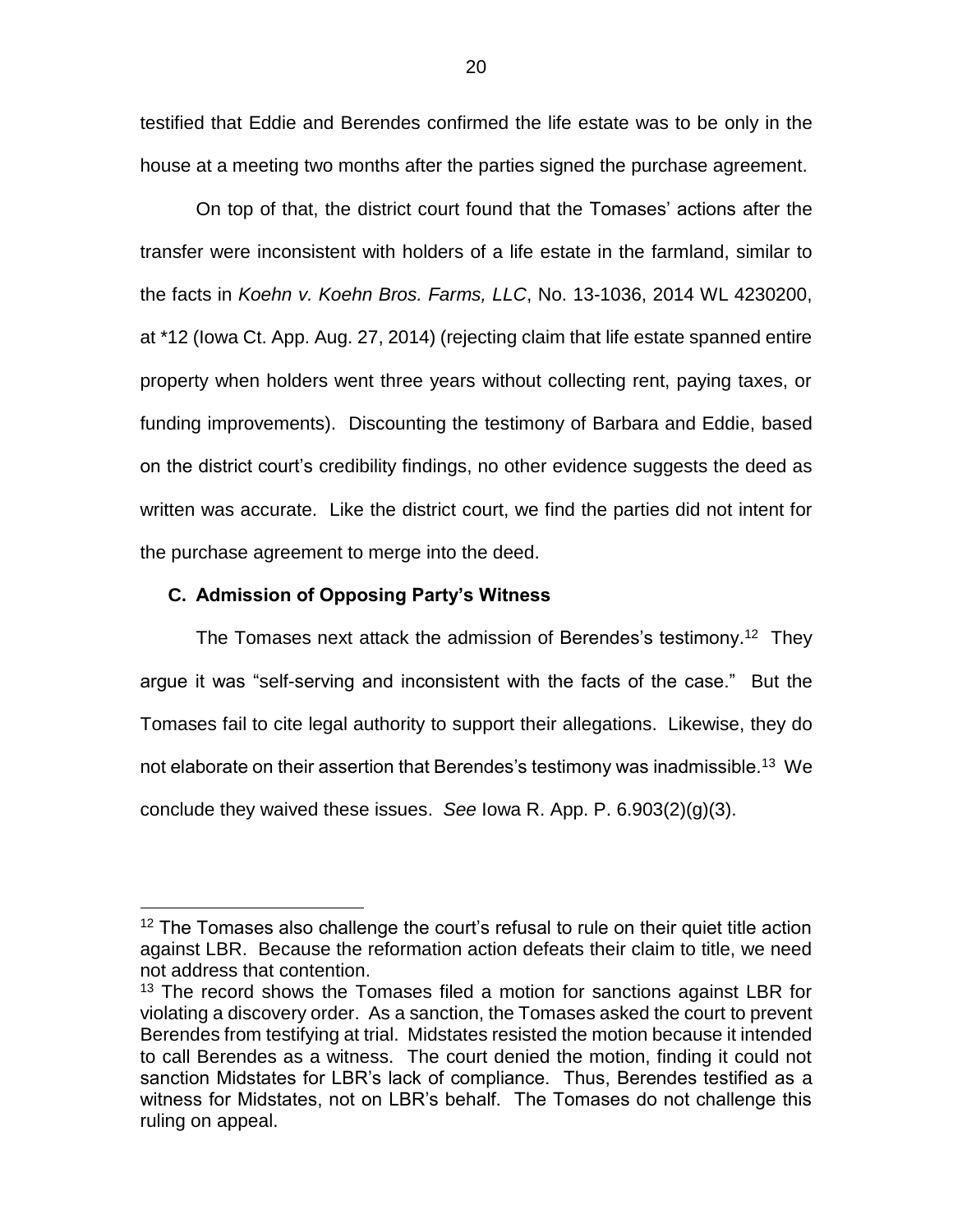testified that Eddie and Berendes confirmed the life estate was to be only in the house at a meeting two months after the parties signed the purchase agreement.

On top of that, the district court found that the Tomases' actions after the transfer were inconsistent with holders of a life estate in the farmland, similar to the facts in *Koehn v. Koehn Bros. Farms, LLC*, No. 13-1036, 2014 WL 4230200, at *12 (Iowa Ct. App. Aug. 27, 2014) (rejecting claim that life estate spanned entire property when holders went three years without collecting rent, paying taxes, or funding improvements). Discounting the testimony of Barbara and Eddie, based on the district court's credibility findings, no other evidence suggests the deed as written was accurate. Like the district court, we find the parties did not intent for the purchase agreement to merge into the deed.

### C. Admission of Opposing Party's Witness

The Tomases next attack the admission of Berendes's testimony.[12] They argue it was "self-serving and inconsistent with the facts of the case." But the Tomases fail to cite legal authority to support their allegations. Likewise, they do not elaborate on their assertion that Berendes's testimony was inadmissible.[13] We conclude they waived these issues. *See* Iowa R. App. P. 6.903(2)(g)(3).

---

[12] The Tomases also challenge the court's refusal to rule on their quiet title action against LBR. Because the reformation action defeats their claim to title, we need not address that contention.

[13] The record shows the Tomases filed a motion for sanctions against LBR for violating a discovery order. As a sanction, the Tomases asked the court to prevent Berendes from testifying at trial. Midstates resisted the motion because it intended to call Berendes as a witness. The court denied the motion, finding it could not sanction Midstates for LBR's lack of compliance. Thus, Berendes testified as a witness for Midstates, not on LBR's behalf. The Tomases do not challenge this ruling on appeal.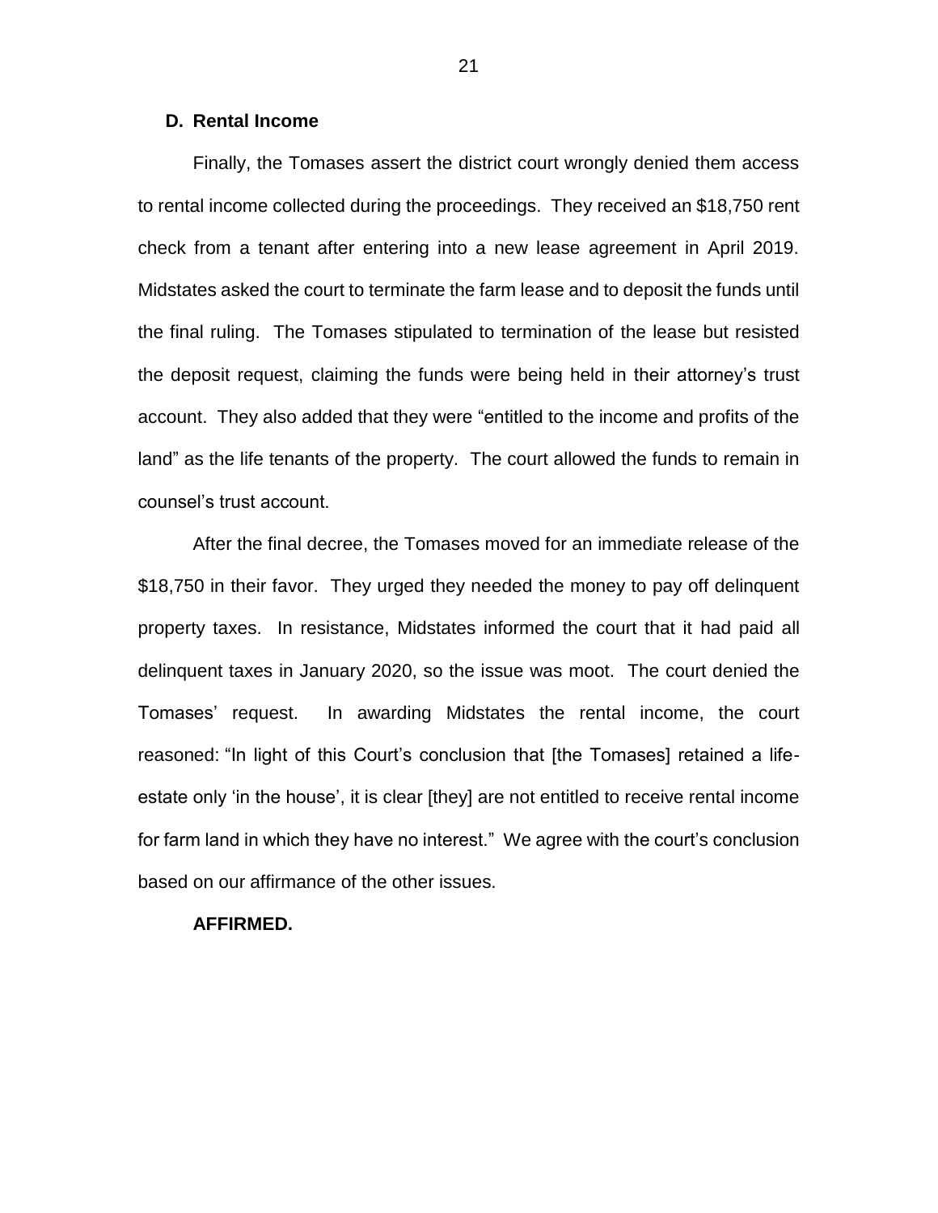### D. Rental Income

Finally, the Tomases assert the district court wrongly denied them access to rental income collected during the proceedings. They received an $18,750 rent check from a tenant after entering into a new lease agreement in April 2019. Midstates asked the court to terminate the farm lease and to deposit the funds until the final ruling. The Tomases stipulated to termination of the lease but resisted the deposit request, claiming the funds were being held in their attorney's trust account. They also added that they were "entitled to the income and profits of the land" as the life tenants of the property. The court allowed the funds to remain in counsel's trust account.

After the final decree, the Tomases moved for an immediate release of the $18,750 in their favor. They urged they needed the money to pay off delinquent property taxes. In resistance, Midstates informed the court that it had paid all delinquent taxes in January 2020, so the issue was moot. The court denied the Tomases' request. In awarding Midstates the rental income, the court reasoned: "In light of this Court's conclusion that [the Tomases] retained a life-estate only 'in the house', it is clear [they] are not entitled to receive rental income for farm land in which they have no interest." We agree with the court's conclusion based on our affirmance of the other issues.

**AFFIRMED.**